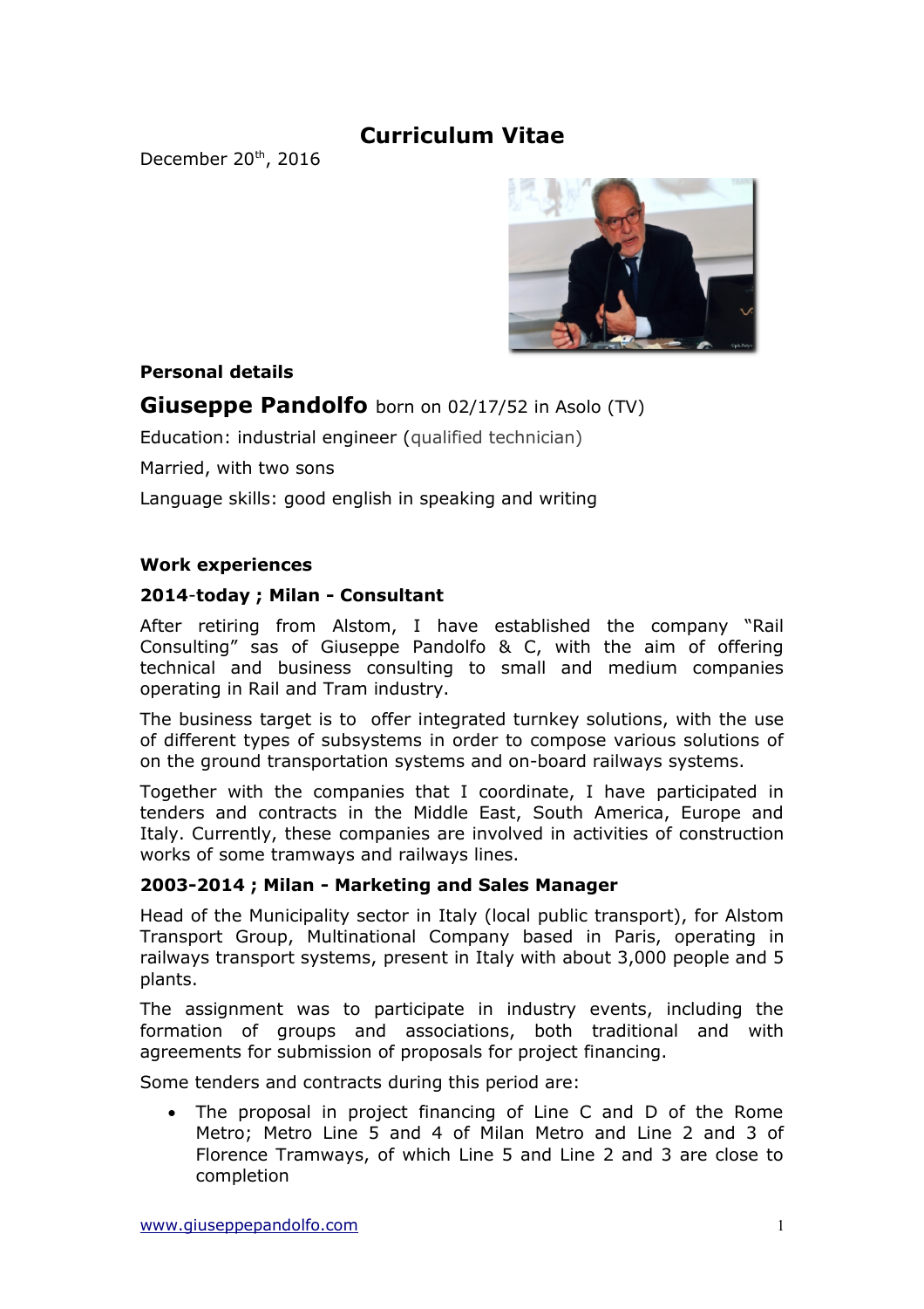# Curriculum Vitae

December 20th, 2016

**Personal details**

**Giuseppe Pandolfo** born on 02/17/52 in Asolo (TV)

Education: industrial engineer (qualified technician)

Married, with two sons

Language skills: good english in speaking and writing

**Work experiences**

**2014-today ; Milan - Consultant**

After retiring from Alstom, I have established the company "Rail Consulting" sas of Giuseppe Pandolfo & C, with the aim of offering technical and business consulting to small and medium companies operating in Rail and Tram industry.

The business target is to offer integrated turnkey solutions, with the use of different types of subsystems in order to compose various solutions of on the ground transportation systems and on-board railways systems.

Together with the companies that I coordinate, I have participated in tenders and contracts in the Middle East, South America, Europe and Italy. Currently, these companies are involved in activities of construction works of some tramways and railways lines.

**2003-2014 ; Milan - Marketing and Sales Manager**

Head of the Municipality sector in Italy (local public transport), for Alstom Transport Group, Multinational Company based in Paris, operating in railways transport systems, present in Italy with about 3,000 people and 5 plants.

The assignment was to participate in industry events, including the formation of groups and associations, both traditional and with agreements for submission of proposals for project financing.

Some tenders and contracts during this period are:

- The proposal in project financing of Line C and D of the Rome Metro; Metro Line 5 and 4 of Milan Metro and Line 2 and 3 of Florence Tramways, of which Line 5 and Line 2 and 3 are close to completion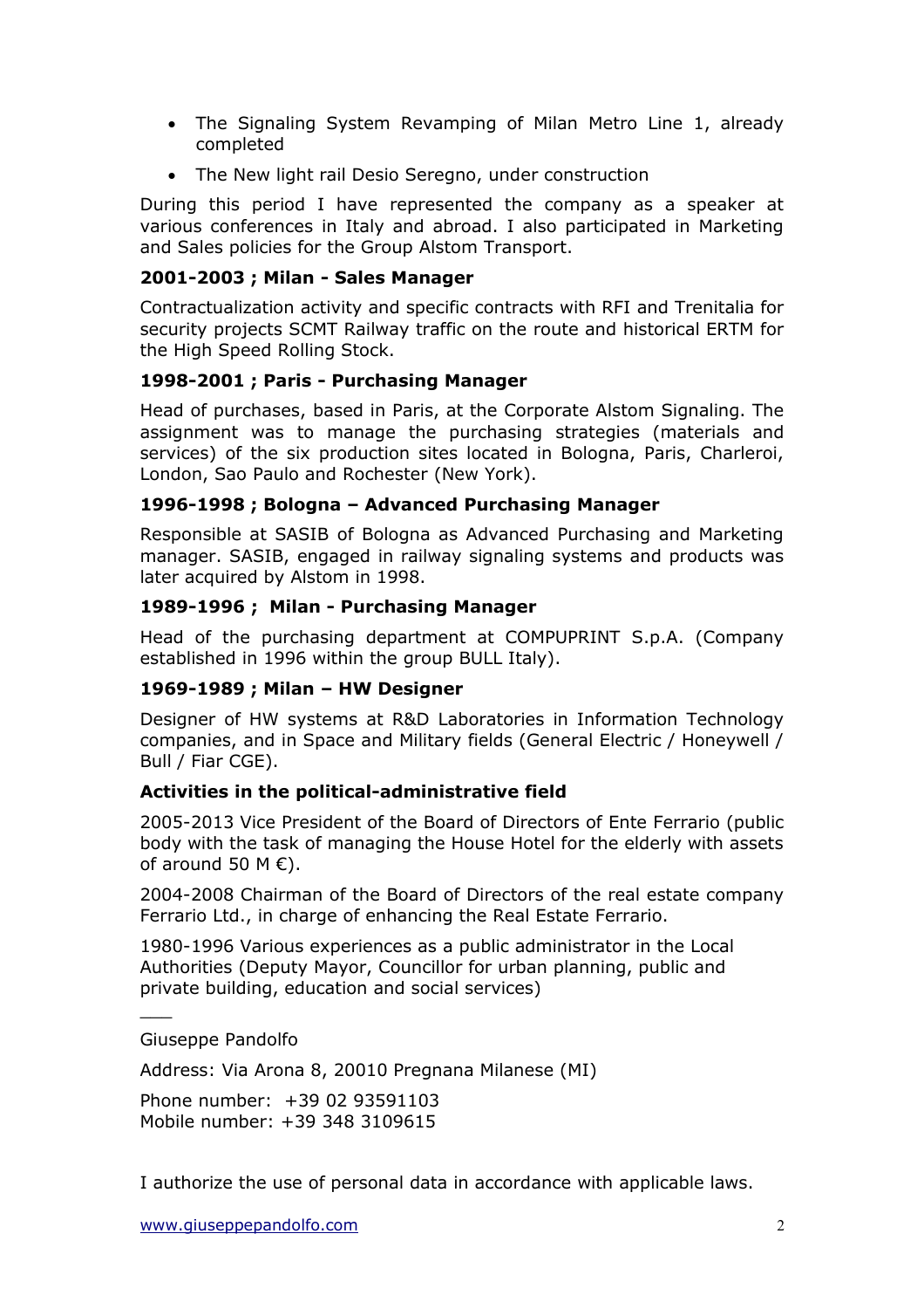- The Signaling System Revamping of Milan Metro Line 1, already completed
- The New light rail Desio Seregno, under construction

During this period I have represented the company as a speaker at various conferences in Italy and abroad. I also participated in Marketing and Sales policies for the Group Alstom Transport.

**2001-2003 ; Milan - Sales Manager**

Contractualization activity and specific contracts with RFI and Trenitalia for security projects SCMT Railway traffic on the route and historical ERTM for the High Speed Rolling Stock.

**1998-2001 ; Paris - Purchasing Manager**

Head of purchases, based in Paris, at the Corporate Alstom Signaling. The assignment was to manage the purchasing strategies (materials and services) of the six production sites located in Bologna, Paris, Charleroi, London, Sao Paulo and Rochester (New York).

**1996-1998 ; Bologna – Advanced Purchasing Manager**

Responsible at SASIB of Bologna as Advanced Purchasing and Marketing manager. SASIB, engaged in railway signaling systems and products was later acquired by Alstom in 1998.

**1989-1996 ; Milan - Purchasing Manager**

Head of the purchasing department at COMPUPRINT S.p.A. (Company established in 1996 within the group BULL Italy).

**1969-1989 ; Milan – HW Designer**

Designer of HW systems at R&D Laboratories in Information Technology companies, and in Space and Military fields (General Electric / Honeywell / Bull / Fiar CGE).

**Activities in the political-administrative field**

2005-2013 Vice President of the Board of Directors of Ente Ferrario (public body with the task of managing the House Hotel for the elderly with assets of around 50 M €).

2004-2008 Chairman of the Board of Directors of the real estate company Ferrario Ltd., in charge of enhancing the Real Estate Ferrario.

1980-1996 Various experiences as a public administrator in the Local Authorities (Deputy Mayor, Councillor for urban planning, public and private building, education and social services)

___

Giuseppe Pandolfo

Address: Via Arona 8, 20010 Pregnana Milanese (MI)

Phone number: +39 02 93591103
Mobile number: +39 348 3109615

I authorize the use of personal data in accordance with applicable laws.

www.giuseppepandolfo.com